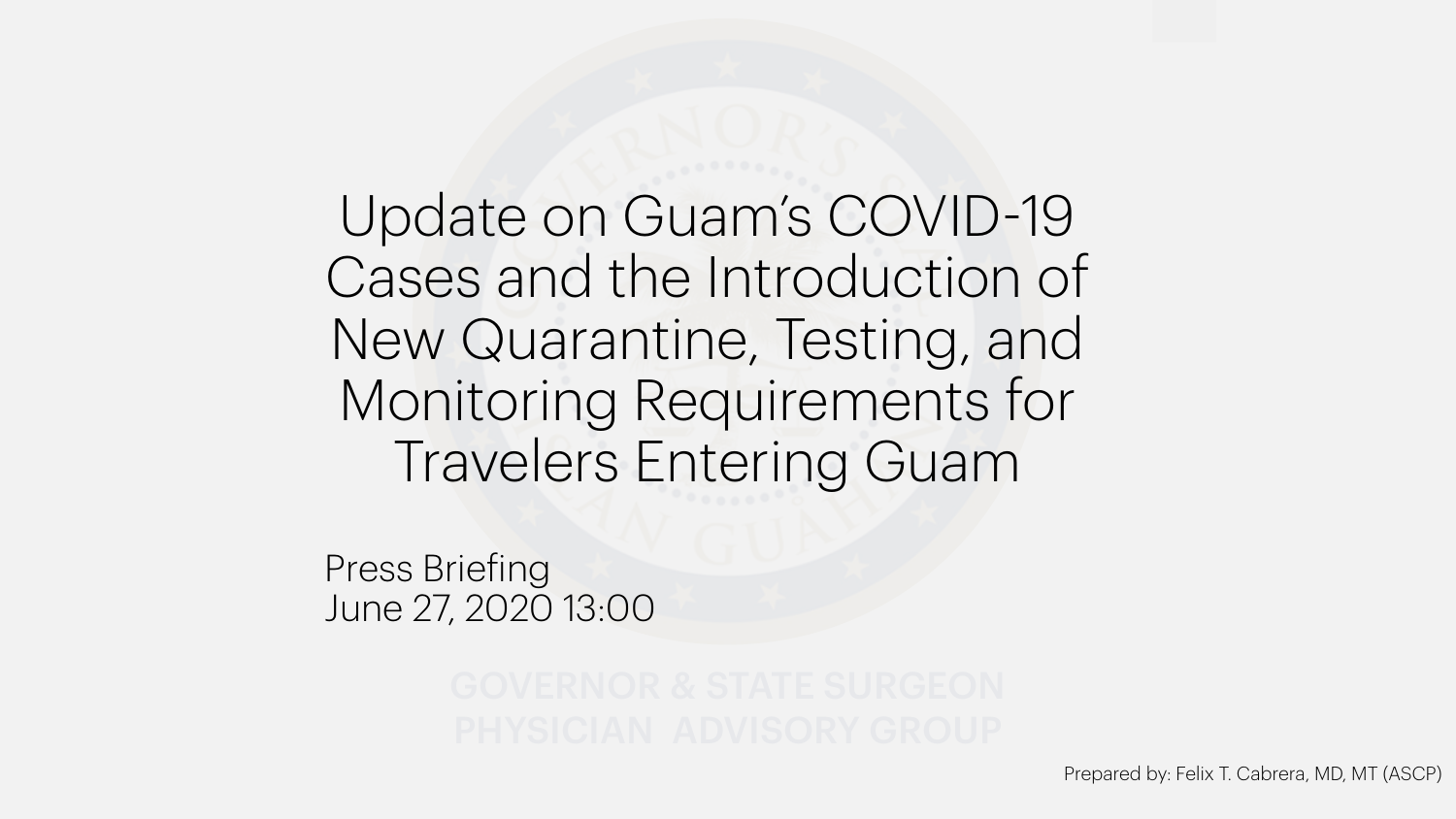# Update on Guam's COVID-19 Cases and the Introduction of New Quarantine, Testing, and Monitoring Requirements for Travelers Entering Guam

Press Briefing
June 27, 2020 13:00

GOVERNOR & STATE SURGEON
PHYSICIAN ADVISORY GROUP

Prepared by: Felix T. Cabrera, MD, MT (ASCP)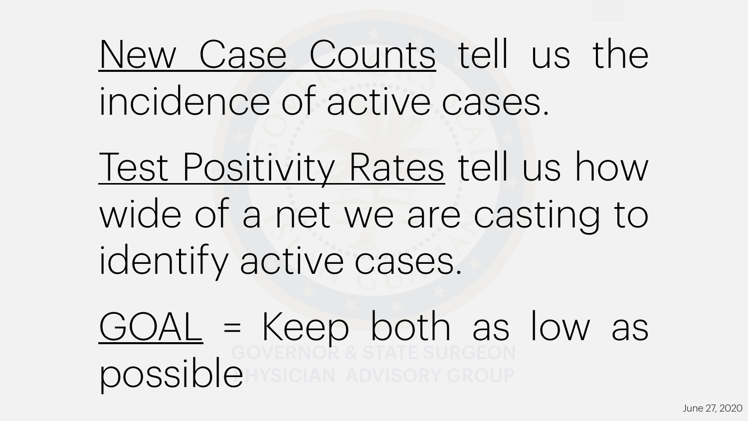<u>New Case Counts</u> tell us the incidence of active cases.

<u>Test Positivity Rates</u> tell us how wide of a net we are casting to identify active cases.

<u>GOAL</u> = Keep both as low as possible

GOVERNOR & STATE SURGEON PHYSICIAN ADVISORY GROUP

June 27, 2020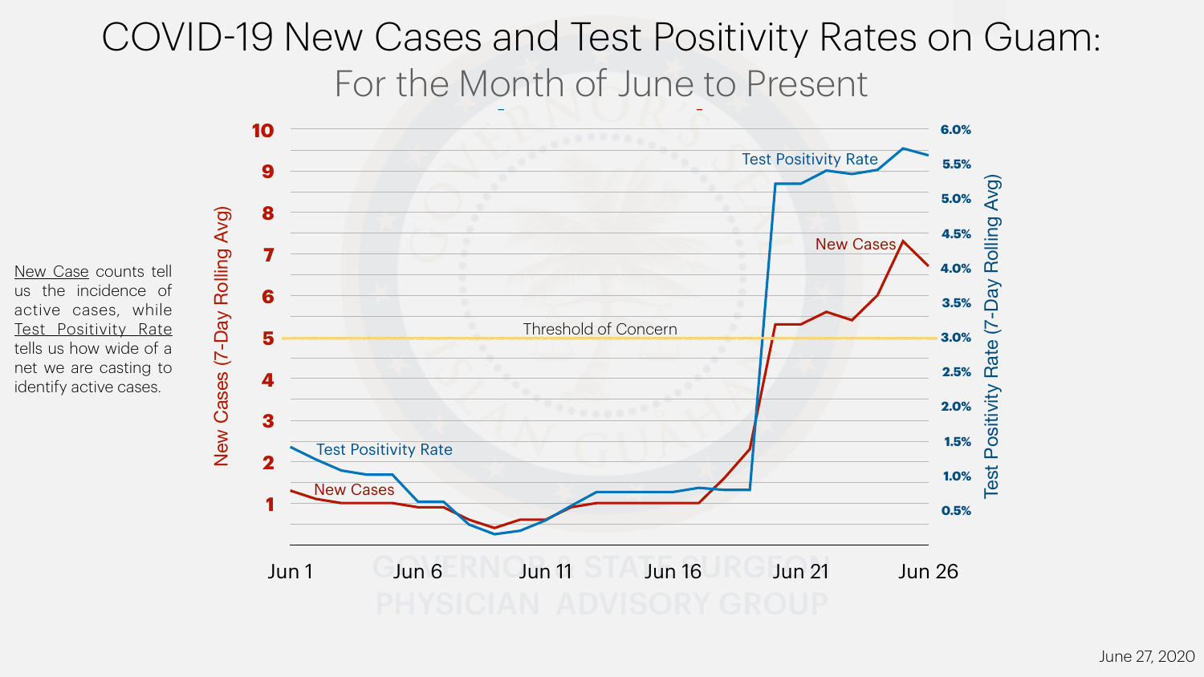# COVID-19 New Cases and Test Positivity Rates on Guam:

## For the Month of June to Present

New Case counts tell us the incidence of active cases, while Test Positivity Rate tells us how wide of a net we are casting to identify active cases.

June 27, 2020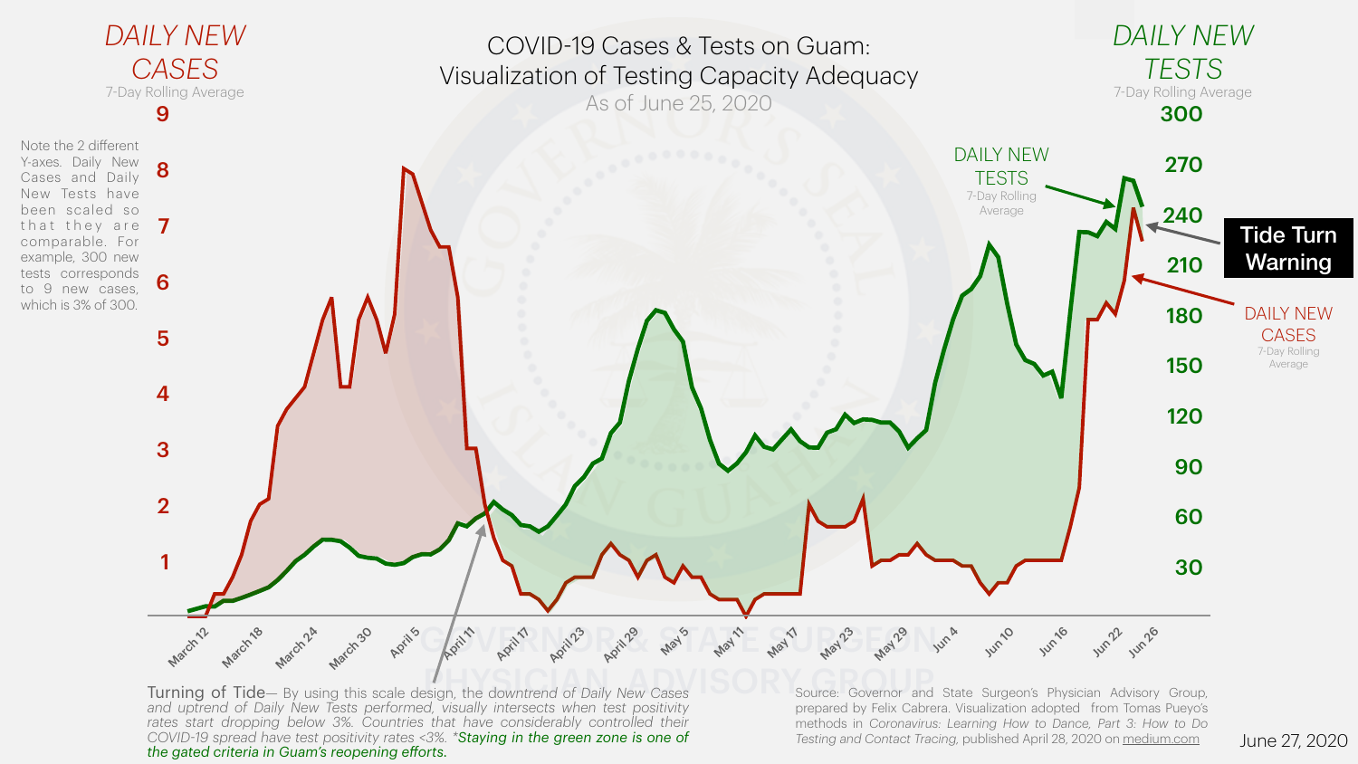# COVID-19 Cases & Tests on Guam: Visualization of Testing Capacity Adequacy

As of June 25, 2020

DAILY NEW CASES
7-Day Rolling Average

DAILY NEW TESTS
7-Day Rolling Average

Note the 2 different Y-axes. Daily New Cases and Daily New Tests have been scaled so that they are comparable. For example, 300 new tests corresponds to 9 new cases, which is 3% of 300.

Tide Turn Warning

*Turning of Tide*— By using this scale design, the downtrend of Daily New Cases and uptrend of Daily New Tests performed, visually intersects when test positivity rates start dropping below 3%. Countries that have considerably controlled their COVID-19 spread have test positivity rates <3%. *\*Staying in the green zone is one of the gated criteria in Guam's reopening efforts.*

Source: Governor and State Surgeon's Physician Advisory Group, prepared by Felix Cabrera. Visualization adopted from Tomas Pueyo's methods in *Coronavirus: Learning How to Dance, Part 3: How to Do Testing and Contact Tracing*, published April 28, 2020 on medium.com

June 27, 2020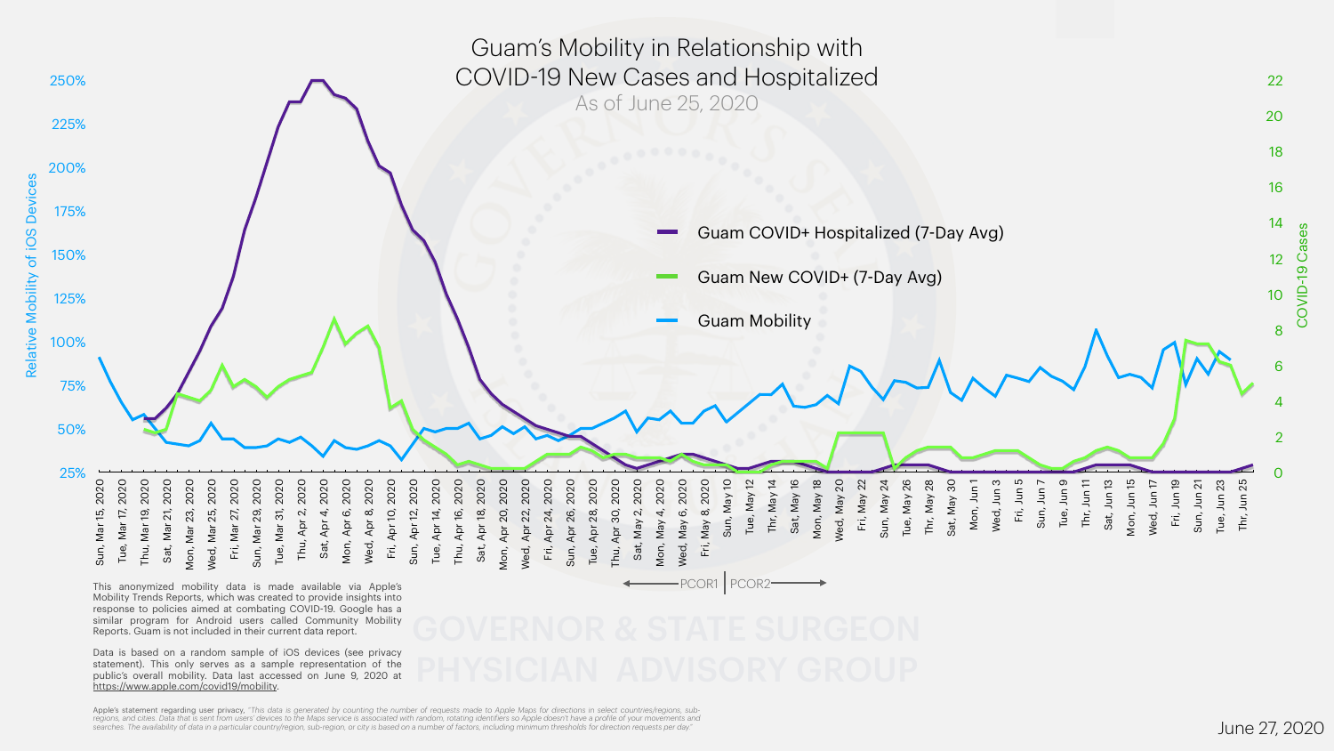# Guam's Mobility in Relationship with COVID-19 New Cases and Hospitalized

As of June 25, 2020

This anonymized mobility data is made available via Apple's Mobility Trends Reports, which was created to provide insights into response to policies aimed at combating COVID-19. Google has a similar program for Android users called Community Mobility Reports. Guam is not included in their current data report.

Data is based on a random sample of iOS devices (see privacy statement). This only serves as a sample representation of the public's overall mobility. Data last accessed on June 9, 2020 at https://www.apple.com/covid19/mobility.

Apple's statement regarding user privacy, *"This data is generated by counting the number of requests made to Apple Maps for directions in select countries/regions, sub-regions, and cities. Data that is sent from users' devices to the Maps service is associated with random, rotating identifiers so Apple doesn't have a profile of your movements and searches. The availability of data in a particular country/region, sub-region, or city is based on a number of factors, including minimum thresholds for direction requests per day."*

June 27, 2020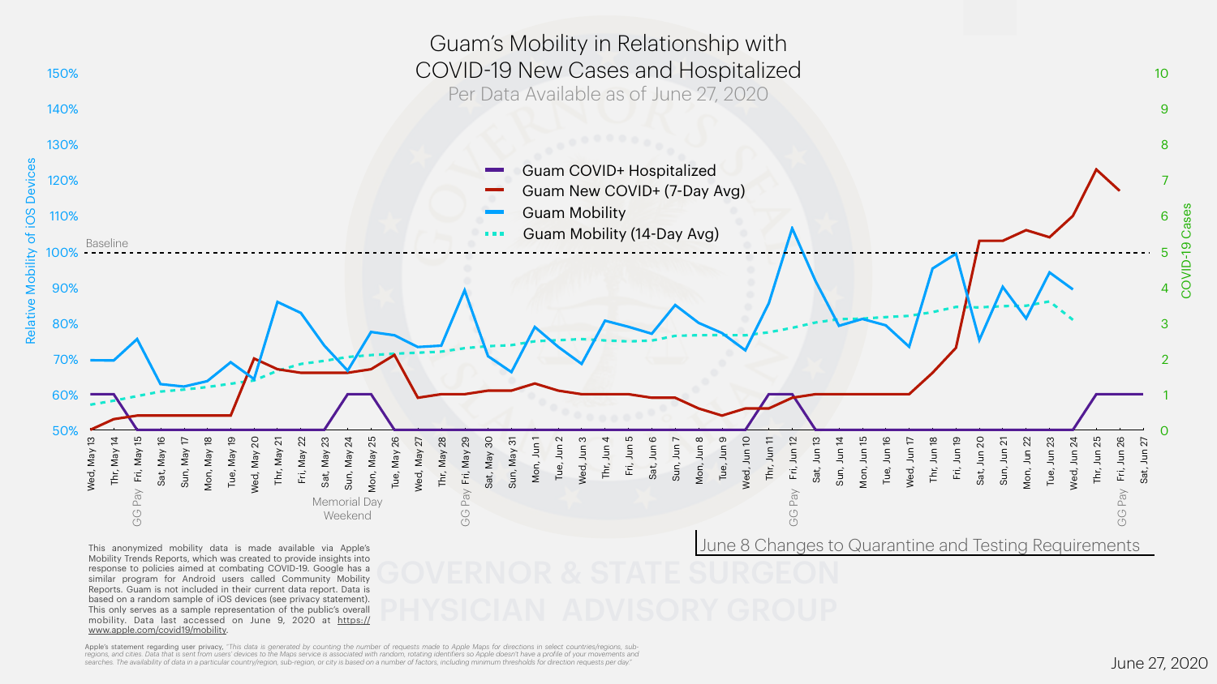# Guam's Mobility in Relationship with COVID-19 New Cases and Hospitalized

Per Data Available as of June 27, 2020

- Guam COVID+ Hospitalized
- Guam New COVID+ (7-Day Avg)
- Guam Mobility
- Guam Mobility (14-Day Avg)

June 8 Changes to Quarantine and Testing Requirements

This anonymized mobility data is made available via Apple's Mobility Trends Reports, which was created to provide insights into response to policies aimed at combating COVID-19. Google has a similar program for Android users called Community Mobility Reports. Guam is not included in their current data report. Data is based on a random sample of iOS devices (see privacy statement). This only serves as a sample representation of the public's overall mobility. Data last accessed on June 9, 2020 at https://www.apple.com/covid19/mobility.

GOVERNOR & STATE SURGEON PHYSICIAN ADVISORY GROUP

*Apple's statement regarding user privacy, "This data is generated by counting the number of requests made to Apple Maps for directions in select countries/regions, sub-regions, and cities. Data that is sent from users' devices to the Maps service is associated with random, rotating identifiers so Apple doesn't have a profile of your movements and searches. The availability of data in a particular country/region, sub-region, or city is based on a number of factors, including minimum thresholds for direction requests per day."*

June 27, 2020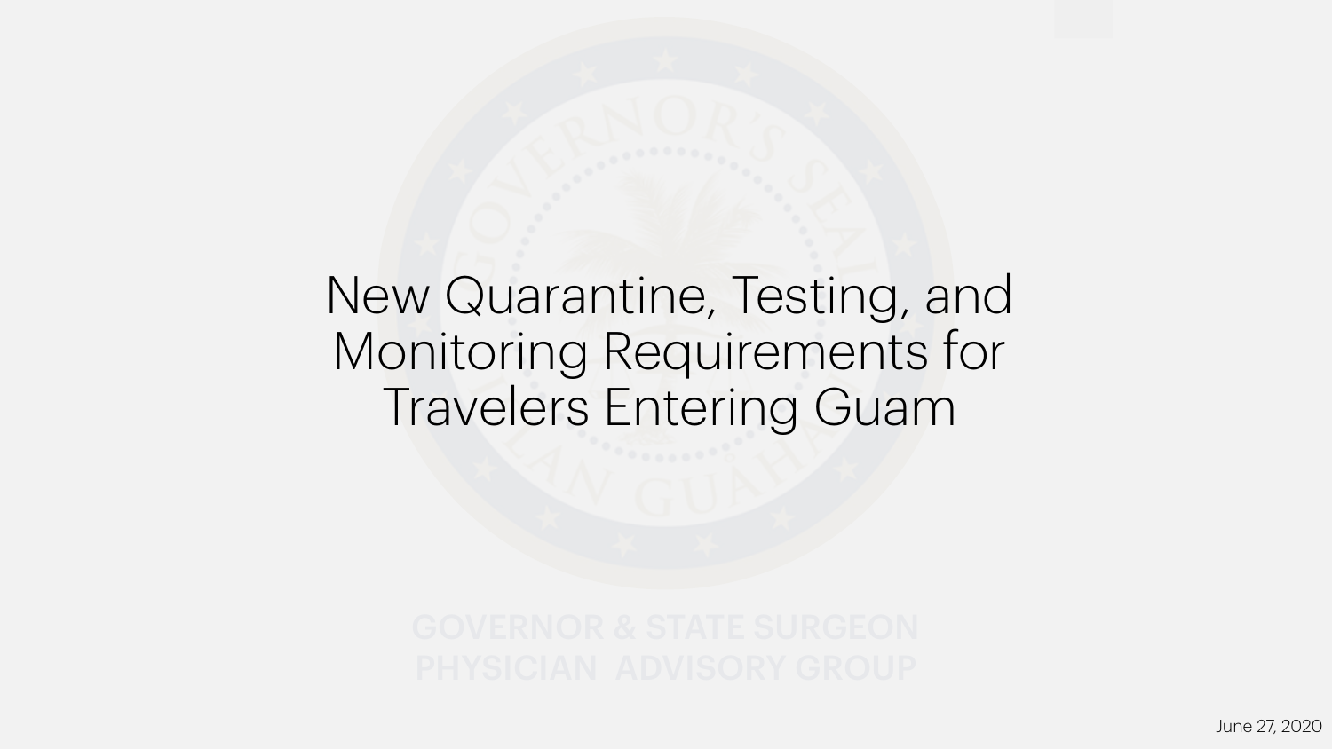# New Quarantine, Testing, and Monitoring Requirements for Travelers Entering Guam

GOVERNOR & STATE SURGEON
PHYSICIAN ADVISORY GROUP

June 27, 2020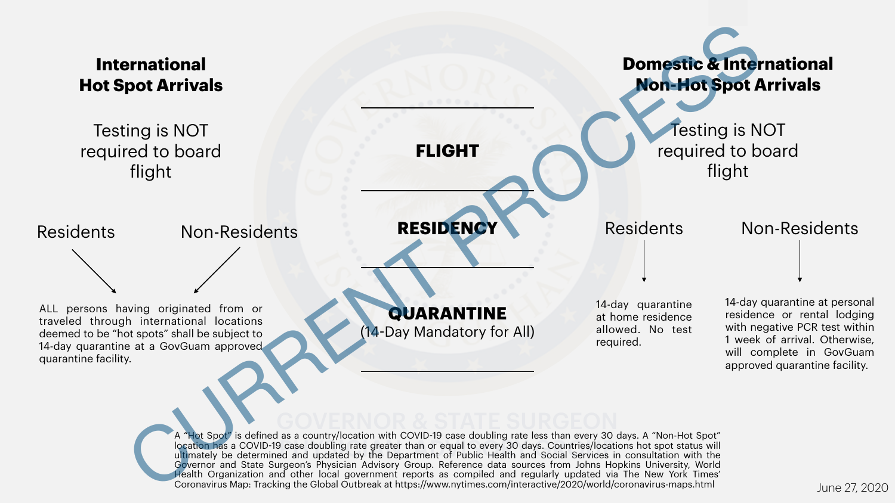**CURRENT PROCESS**

| International Hot Spot Arrivals | | | Domestic & International Non-Hot Spot Arrivals | |
|---|---|---|---|---|
| Testing is NOT required to board flight | | **FLIGHT** | Testing is NOT required to board flight | |
| Residents | Non-Residents | **RESIDENCY** | Residents | Non-Residents |
| ALL persons having originated from or traveled through international locations deemed to be "hot spots" shall be subject to 14-day quarantine at a GovGuam approved quarantine facility. | | **QUARANTINE** (14-Day Mandatory for All) | 14-day quarantine at home residence allowed. No test required. | 14-day quarantine at personal residence or rental lodging with negative PCR test within 1 week of arrival. Otherwise, will complete in GovGuam approved quarantine facility. |

A "Hot Spot" is defined as a country/location with COVID-19 case doubling rate less than every 30 days. A "Non-Hot Spot" location has a COVID-19 case doubling rate greater than or equal to every 30 days. Countries/locations hot spot status will ultimately be determined and updated by the Department of Public Health and Social Services in consultation with the Governor and State Surgeon's Physician Advisory Group. Reference data sources from Johns Hopkins University, World Health Organization and other local government reports as compiled and regularly updated via The New York Times' Coronavirus Map: Tracking the Global Outbreak at https://www.nytimes.com/interactive/2020/world/coronavirus-maps.html

June 27, 2020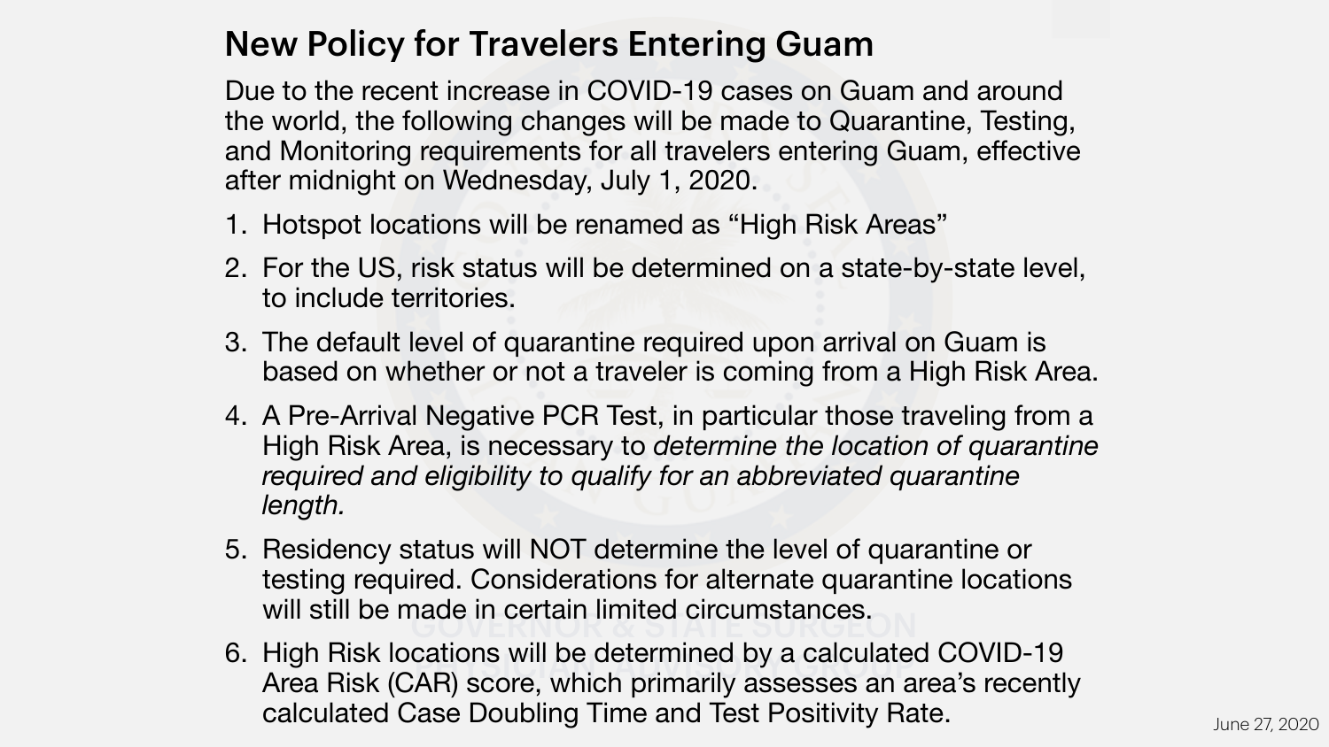## New Policy for Travelers Entering Guam

Due to the recent increase in COVID-19 cases on Guam and around the world, the following changes will be made to Quarantine, Testing, and Monitoring requirements for all travelers entering Guam, effective after midnight on Wednesday, July 1, 2020.

1. Hotspot locations will be renamed as “High Risk Areas”
2. For the US, risk status will be determined on a state-by-state level, to include territories.
3. The default level of quarantine required upon arrival on Guam is based on whether or not a traveler is coming from a High Risk Area.
4. A Pre-Arrival Negative PCR Test, in particular those traveling from a High Risk Area, is necessary to *determine the location of quarantine required and eligibility to qualify for an abbreviated quarantine length.*
5. Residency status will NOT determine the level of quarantine or testing required. Considerations for alternate quarantine locations will still be made in certain limited circumstances.
6. High Risk locations will be determined by a calculated COVID-19 Area Risk (CAR) score, which primarily assesses an area’s recently calculated Case Doubling Time and Test Positivity Rate.

June 27, 2020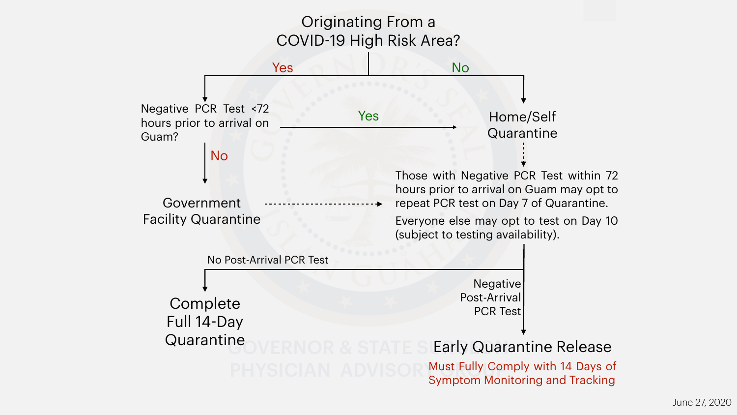# Originating From a COVID-19 High Risk Area?

**Yes** → Negative PCR Test <72 hours prior to arrival on Guam?

- **Yes** → Home/Self Quarantine
- **No** → Government Facility Quarantine

**No** → Home/Self Quarantine

Home/Self Quarantine and Government Facility Quarantine →

Those with Negative PCR Test within 72 hours prior to arrival on Guam may opt to repeat PCR test on Day 7 of Quarantine.

Everyone else may opt to test on Day 10 (subject to testing availability).

- **No Post-Arrival PCR Test** → Complete Full 14-Day Quarantine
- **Negative Post-Arrival PCR Test** → Early Quarantine Release

Must Fully Comply with 14 Days of Symptom Monitoring and Tracking

GOVERNOR & STATE SURGEON PHYSICIAN ADVISORY GROUP

June 27, 2020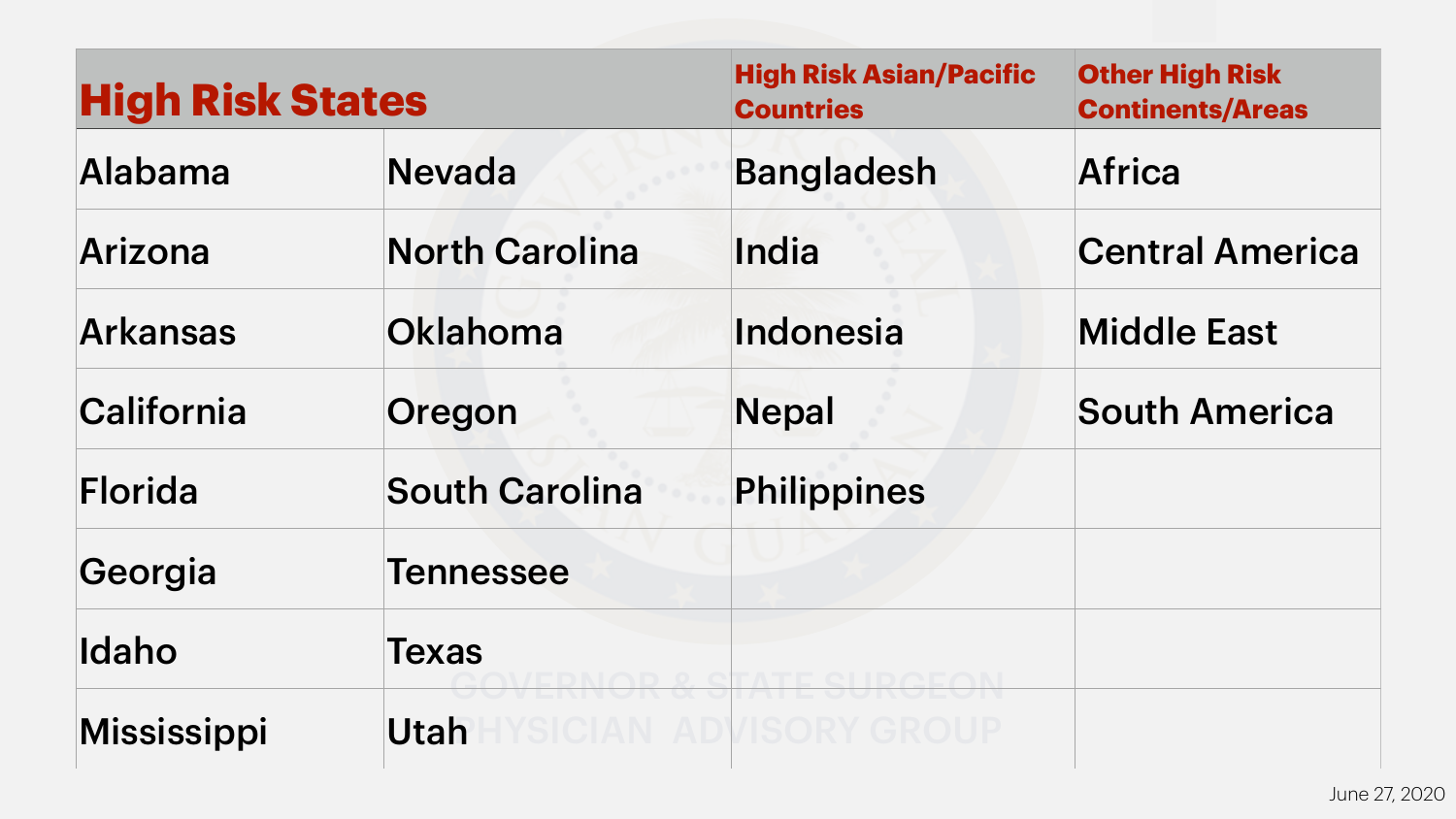| High Risk States | | High Risk Asian/Pacific Countries | Other High Risk Continents/Areas |
| --- | --- | --- | --- |
| Alabama | Nevada | Bangladesh | Africa |
| Arizona | North Carolina | India | Central America |
| Arkansas | Oklahoma | Indonesia | Middle East |
| California | Oregon | Nepal | South America |
| Florida | South Carolina | Philippines | |
| Georgia | Tennessee | | |
| Idaho | Texas | | |
| Mississippi | Utah | | |

GOVERNOR & STATE SURGEON PHYSICIAN ADVISORY GROUP

June 27, 2020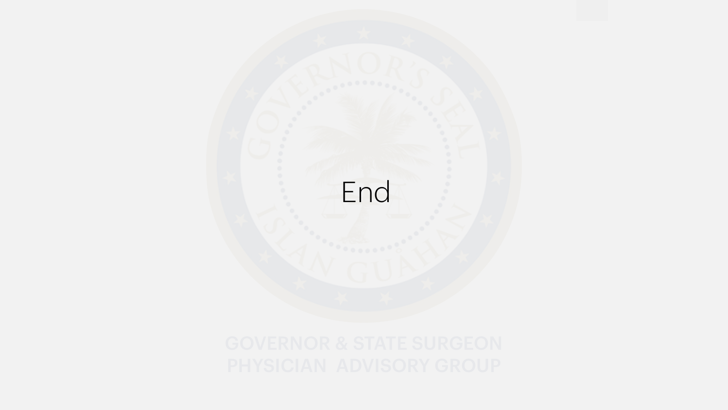End

GOVERNOR & STATE SURGEON
PHYSICIAN ADVISORY GROUP